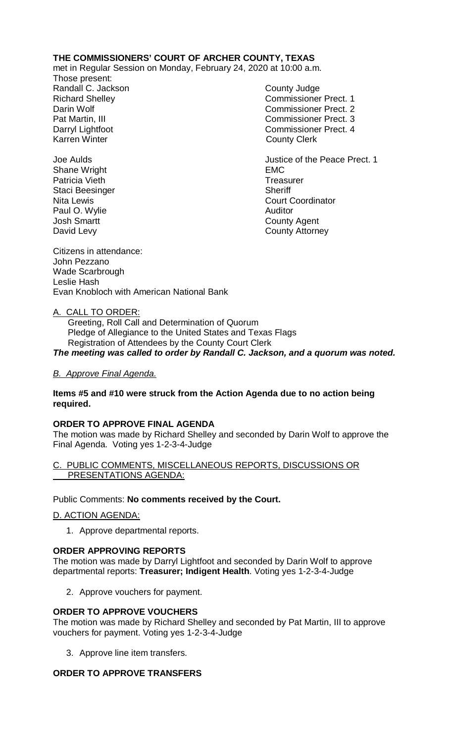**THE COMMISSIONERS' COURT OF ARCHER COUNTY, TEXAS**

met in Regular Session on Monday, February 24, 2020 at 10:00 a.m.

Those present:

| | |
|---|---|
| Randall C. Jackson | County Judge |
| Richard Shelley | Commissioner Prect. 1 |
| Darin Wolf | Commissioner Prect. 2 |
| Pat Martin, III | Commissioner Prect. 3 |
| Darryl Lightfoot | Commissioner Prect. 4 |
| Karren Winter | County Clerk |
| | |
| Joe Aulds | Justice of the Peace Prect. 1 |
| Shane Wright | EMC |
| Patricia Vieth | Treasurer |
| Staci Beesinger | Sheriff |
| Nita Lewis | Court Coordinator |
| Paul O. Wylie | Auditor |
| Josh Smartt | County Agent |
| David Levy | County Attorney |

Citizens in attendance:
John Pezzano
Wade Scarbrough
Leslie Hash
Evan Knobloch with American National Bank

A. CALL TO ORDER:

Greeting, Roll Call and Determination of Quorum
Pledge of Allegiance to the United States and Texas Flags
Registration of Attendees by the County Court Clerk

***The meeting was called to order by Randall C. Jackson, and a quorum was noted.***

*B. Approve Final Agenda.*

**Items #5 and #10 were struck from the Action Agenda due to no action being required.**

**ORDER TO APPROVE FINAL AGENDA**

The motion was made by Richard Shelley and seconded by Darin Wolf to approve the Final Agenda. Voting yes 1-2-3-4-Judge

C. PUBLIC COMMENTS, MISCELLANEOUS REPORTS, DISCUSSIONS OR PRESENTATIONS AGENDA:

Public Comments: **No comments received by the Court.**

D. ACTION AGENDA:

1. Approve departmental reports.

**ORDER APPROVING REPORTS**

The motion was made by Darryl Lightfoot and seconded by Darin Wolf to approve departmental reports: **Treasurer; Indigent Health**. Voting yes 1-2-3-4-Judge

2. Approve vouchers for payment.

**ORDER TO APPROVE VOUCHERS**

The motion was made by Richard Shelley and seconded by Pat Martin, III to approve vouchers for payment. Voting yes 1-2-3-4-Judge

3. Approve line item transfers.

**ORDER TO APPROVE TRANSFERS**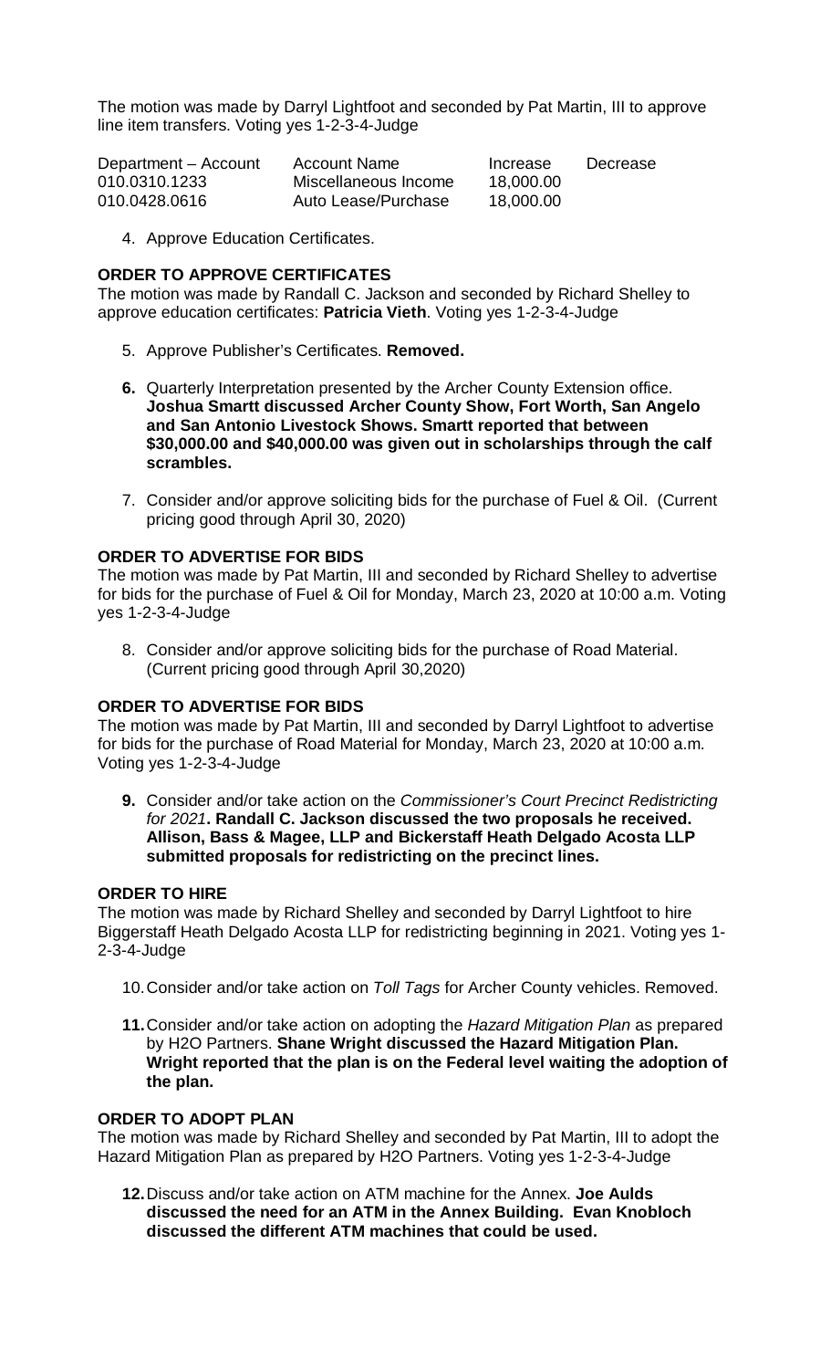The motion was made by Darryl Lightfoot and seconded by Pat Martin, III to approve line item transfers. Voting yes 1-2-3-4-Judge

| Department – Account | Account Name | Increase | Decrease |
| --- | --- | --- | --- |
| 010.0310.1233 | Miscellaneous Income | 18,000.00 | |
| 010.0428.0616 | Auto Lease/Purchase | 18,000.00 | |

4. Approve Education Certificates.

**ORDER TO APPROVE CERTIFICATES**

The motion was made by Randall C. Jackson and seconded by Richard Shelley to approve education certificates: **Patricia Vieth**. Voting yes 1-2-3-4-Judge

5. Approve Publisher's Certificates. **Removed.**

6. Quarterly Interpretation presented by the Archer County Extension office. **Joshua Smartt discussed Archer County Show, Fort Worth, San Angelo and San Antonio Livestock Shows. Smartt reported that between \$30,000.00 and \$40,000.00 was given out in scholarships through the calf scrambles.**

7. Consider and/or approve soliciting bids for the purchase of Fuel & Oil. (Current pricing good through April 30, 2020)

**ORDER TO ADVERTISE FOR BIDS**

The motion was made by Pat Martin, III and seconded by Richard Shelley to advertise for bids for the purchase of Fuel & Oil for Monday, March 23, 2020 at 10:00 a.m. Voting yes 1-2-3-4-Judge

8. Consider and/or approve soliciting bids for the purchase of Road Material. (Current pricing good through April 30,2020)

**ORDER TO ADVERTISE FOR BIDS**

The motion was made by Pat Martin, III and seconded by Darryl Lightfoot to advertise for bids for the purchase of Road Material for Monday, March 23, 2020 at 10:00 a.m. Voting yes 1-2-3-4-Judge

9. Consider and/or take action on the *Commissioner's Court Precinct Redistricting for 2021*. **Randall C. Jackson discussed the two proposals he received. Allison, Bass & Magee, LLP and Bickerstaff Heath Delgado Acosta LLP submitted proposals for redistricting on the precinct lines.**

**ORDER TO HIRE**

The motion was made by Richard Shelley and seconded by Darryl Lightfoot to hire Biggerstaff Heath Delgado Acosta LLP for redistricting beginning in 2021. Voting yes 1-2-3-4-Judge

10. Consider and/or take action on *Toll Tags* for Archer County vehicles. Removed.

11. Consider and/or take action on adopting the *Hazard Mitigation Plan* as prepared by H2O Partners. **Shane Wright discussed the Hazard Mitigation Plan. Wright reported that the plan is on the Federal level waiting the adoption of the plan.**

**ORDER TO ADOPT PLAN**

The motion was made by Richard Shelley and seconded by Pat Martin, III to adopt the Hazard Mitigation Plan as prepared by H2O Partners. Voting yes 1-2-3-4-Judge

12. Discuss and/or take action on ATM machine for the Annex. **Joe Aulds discussed the need for an ATM in the Annex Building. Evan Knobloch discussed the different ATM machines that could be used.**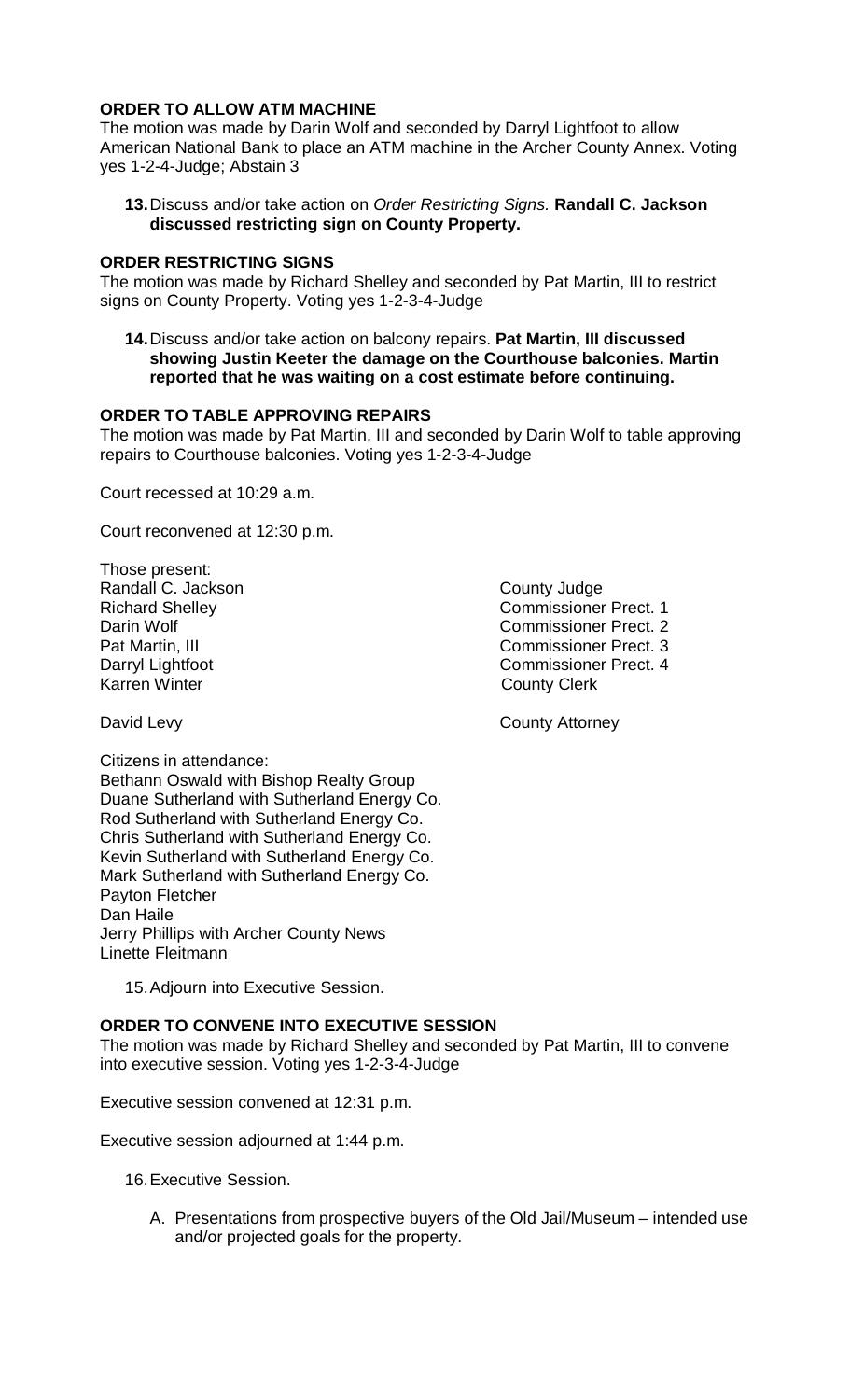#### ORDER TO ALLOW ATM MACHINE

The motion was made by Darin Wolf and seconded by Darryl Lightfoot to allow American National Bank to place an ATM machine in the Archer County Annex. Voting yes 1-2-4-Judge; Abstain 3

13. Discuss and/or take action on *Order Restricting Signs.* **Randall C. Jackson discussed restricting sign on County Property.**

#### ORDER RESTRICTING SIGNS

The motion was made by Richard Shelley and seconded by Pat Martin, III to restrict signs on County Property. Voting yes 1-2-3-4-Judge

14. Discuss and/or take action on balcony repairs. **Pat Martin, III discussed showing Justin Keeter the damage on the Courthouse balconies. Martin reported that he was waiting on a cost estimate before continuing.**

#### ORDER TO TABLE APPROVING REPAIRS

The motion was made by Pat Martin, III and seconded by Darin Wolf to table approving repairs to Courthouse balconies. Voting yes 1-2-3-4-Judge

Court recessed at 10:29 a.m.

Court reconvened at 12:30 p.m.

Those present:

| | |
|---|---|
| Randall C. Jackson | County Judge |
| Richard Shelley | Commissioner Prect. 1 |
| Darin Wolf | Commissioner Prect. 2 |
| Pat Martin, III | Commissioner Prect. 3 |
| Darryl Lightfoot | Commissioner Prect. 4 |
| Karren Winter | County Clerk |
| David Levy | County Attorney |

Citizens in attendance:
Bethann Oswald with Bishop Realty Group
Duane Sutherland with Sutherland Energy Co.
Rod Sutherland with Sutherland Energy Co.
Chris Sutherland with Sutherland Energy Co.
Kevin Sutherland with Sutherland Energy Co.
Mark Sutherland with Sutherland Energy Co.
Payton Fletcher
Dan Haile
Jerry Phillips with Archer County News
Linette Fleitmann

15. Adjourn into Executive Session.

#### ORDER TO CONVENE INTO EXECUTIVE SESSION

The motion was made by Richard Shelley and seconded by Pat Martin, III to convene into executive session. Voting yes 1-2-3-4-Judge

Executive session convened at 12:31 p.m.

Executive session adjourned at 1:44 p.m.

16. Executive Session.

    A. Presentations from prospective buyers of the Old Jail/Museum – intended use and/or projected goals for the property.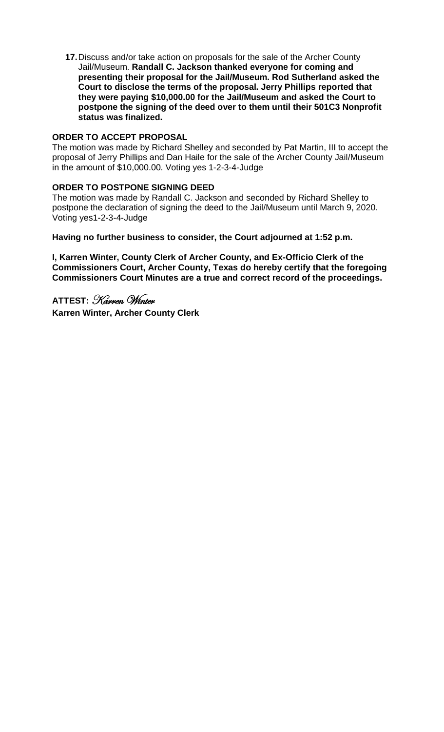17. Discuss and/or take action on proposals for the sale of the Archer County Jail/Museum. **Randall C. Jackson thanked everyone for coming and presenting their proposal for the Jail/Museum. Rod Sutherland asked the Court to disclose the terms of the proposal. Jerry Phillips reported that they were paying $10,000.00 for the Jail/Museum and asked the Court to postpone the signing of the deed over to them until their 501C3 Nonprofit status was finalized.**

**ORDER TO ACCEPT PROPOSAL**

The motion was made by Richard Shelley and seconded by Pat Martin, III to accept the proposal of Jerry Phillips and Dan Haile for the sale of the Archer County Jail/Museum in the amount of $10,000.00. Voting yes 1-2-3-4-Judge

**ORDER TO POSTPONE SIGNING DEED**

The motion was made by Randall C. Jackson and seconded by Richard Shelley to postpone the declaration of signing the deed to the Jail/Museum until March 9, 2020. Voting yes1-2-3-4-Judge

**Having no further business to consider, the Court adjourned at 1:52 p.m.**

**I, Karren Winter, County Clerk of Archer County, and Ex-Officio Clerk of the Commissioners Court, Archer County, Texas do hereby certify that the foregoing Commissioners Court Minutes are a true and correct record of the proceedings.**

**ATTEST:** *Karren Winter*

**Karren Winter, Archer County Clerk**